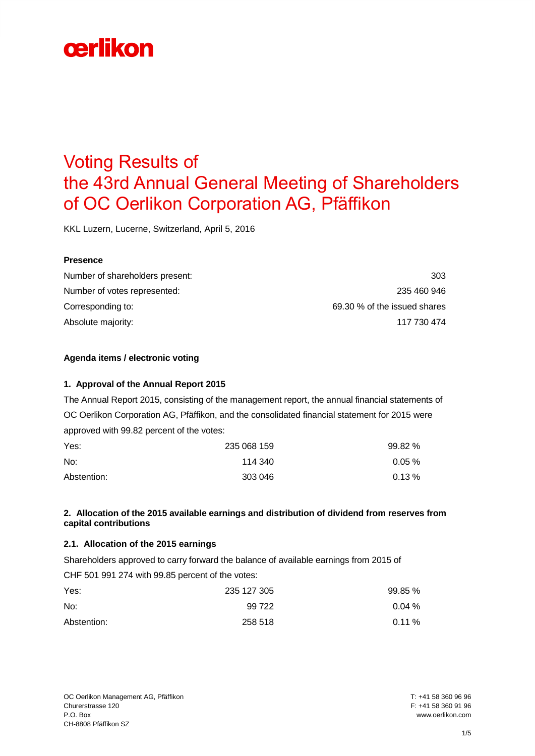# Voting Results of the 43rd Annual General Meeting of Shareholders of OC Oerlikon Corporation AG, Pfäffikon

KKL Luzern, Lucerne, Switzerland, April 5, 2016

**Presence**

| | |
|---|---|
| Number of shareholders present: | 303 |
| Number of votes represented: | 235 460 946 |
| Corresponding to: | 69.30 % of the issued shares |
| Absolute majority: | 117 730 474 |

**Agenda items / electronic voting**

**1. Approval of the Annual Report 2015**

The Annual Report 2015, consisting of the management report, the annual financial statements of OC Oerlikon Corporation AG, Pfäffikon, and the consolidated financial statement for 2015 were approved with 99.82 percent of the votes:

| | | |
|---|---|---|
| Yes: | 235 068 159 | 99.82 % |
| No: | 114 340 | 0.05 % |
| Abstention: | 303 046 | 0.13 % |

**2. Allocation of the 2015 available earnings and distribution of dividend from reserves from capital contributions**

**2.1. Allocation of the 2015 earnings**

Shareholders approved to carry forward the balance of available earnings from 2015 of CHF 501 991 274 with 99.85 percent of the votes:

| | | |
|---|---|---|
| Yes: | 235 127 305 | 99.85 % |
| No: | 99 722 | 0.04 % |
| Abstention: | 258 518 | 0.11 % |

OC Oerlikon Management AG, Pfäffikon
Churerstrasse 120
P.O. Box
CH-8808 Pfäffikon SZ

T: +41 58 360 96 96
F: +41 58 360 91 96
www.oerlikon.com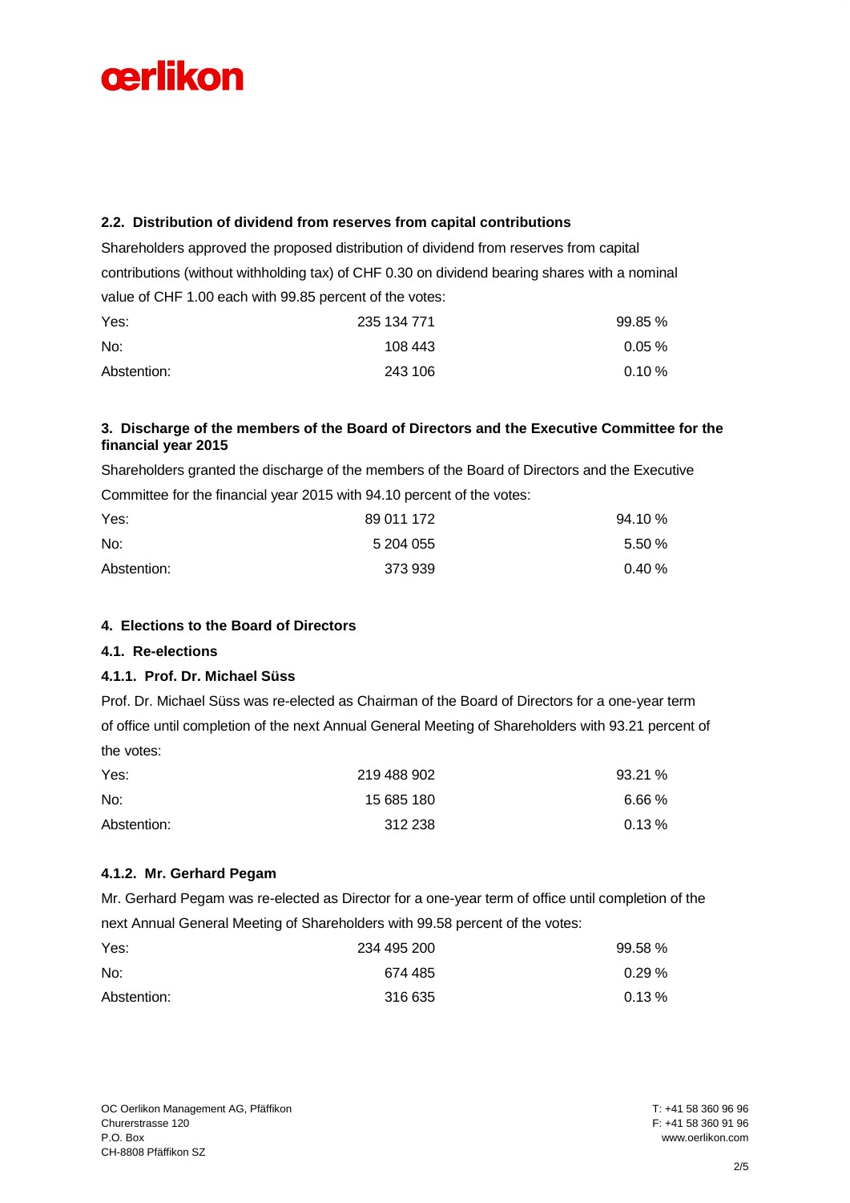### 2.2. Distribution of dividend from reserves from capital contributions

Shareholders approved the proposed distribution of dividend from reserves from capital contributions (without withholding tax) of CHF 0.30 on dividend bearing shares with a nominal value of CHF 1.00 each with 99.85 percent of the votes:

| | | |
|---|---|---|
| Yes: | 235 134 771 | 99.85 % |
| No: | 108 443 | 0.05 % |
| Abstention: | 243 106 | 0.10 % |

## 3. Discharge of the members of the Board of Directors and the Executive Committee for the financial year 2015

Shareholders granted the discharge of the members of the Board of Directors and the Executive Committee for the financial year 2015 with 94.10 percent of the votes:

| | | |
|---|---|---|
| Yes: | 89 011 172 | 94.10 % |
| No: | 5 204 055 | 5.50 % |
| Abstention: | 373 939 | 0.40 % |

## 4. Elections to the Board of Directors

### 4.1. Re-elections

#### 4.1.1. Prof. Dr. Michael Süss

Prof. Dr. Michael Süss was re-elected as Chairman of the Board of Directors for a one-year term of office until completion of the next Annual General Meeting of Shareholders with 93.21 percent of the votes:

| | | |
|---|---|---|
| Yes: | 219 488 902 | 93.21 % |
| No: | 15 685 180 | 6.66 % |
| Abstention: | 312 238 | 0.13 % |

#### 4.1.2. Mr. Gerhard Pegam

Mr. Gerhard Pegam was re-elected as Director for a one-year term of office until completion of the next Annual General Meeting of Shareholders with 99.58 percent of the votes:

| | | |
|---|---|---|
| Yes: | 234 495 200 | 99.58 % |
| No: | 674 485 | 0.29 % |
| Abstention: | 316 635 | 0.13 % |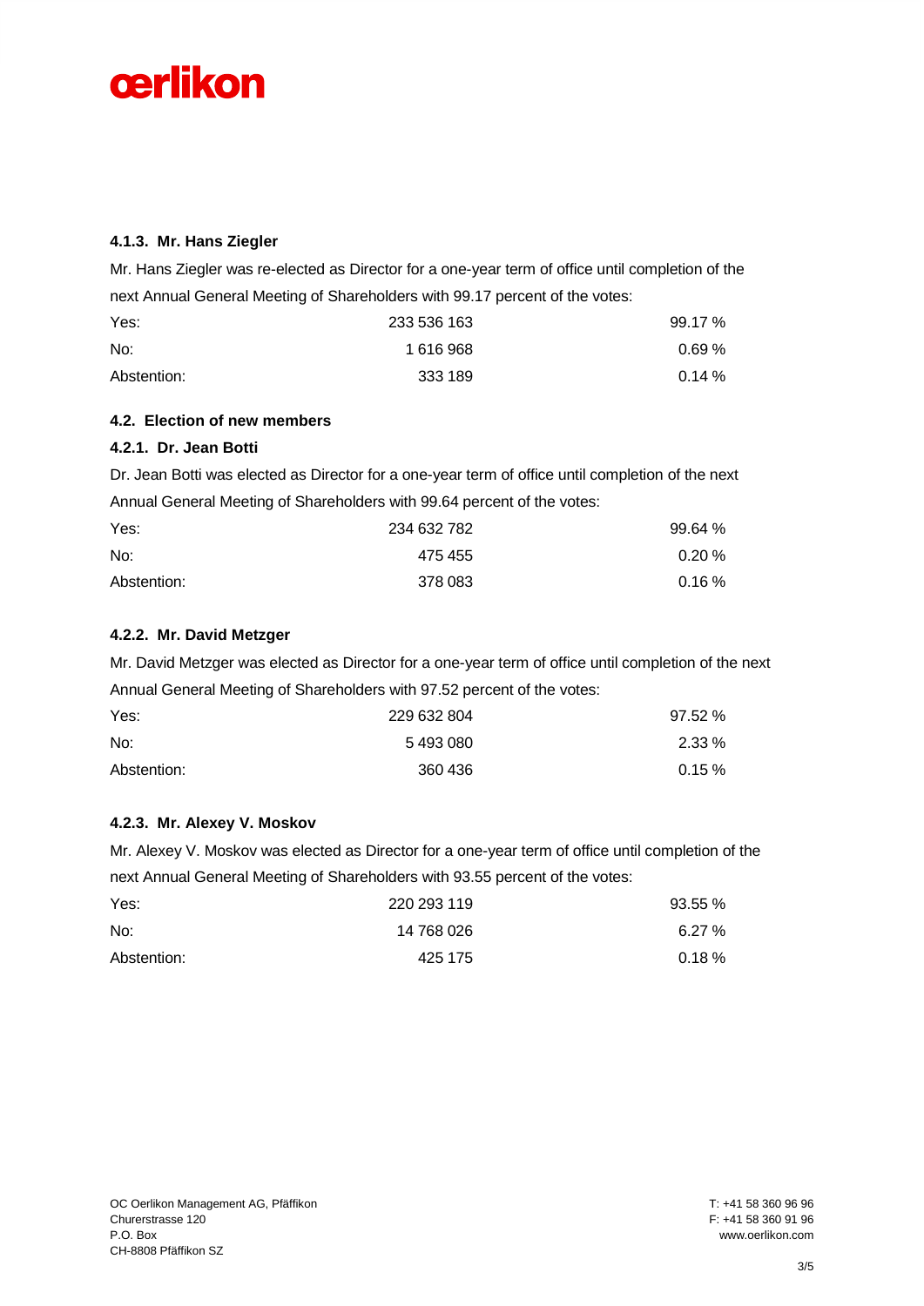#### 4.1.3. Mr. Hans Ziegler

Mr. Hans Ziegler was re-elected as Director for a one-year term of office until completion of the next Annual General Meeting of Shareholders with 99.17 percent of the votes:

| | | |
|---|---|---|
| Yes: | 233 536 163 | 99.17 % |
| No: | 1 616 968 | 0.69 % |
| Abstention: | 333 189 | 0.14 % |

### 4.2. Election of new members

#### 4.2.1. Dr. Jean Botti

Dr. Jean Botti was elected as Director for a one-year term of office until completion of the next Annual General Meeting of Shareholders with 99.64 percent of the votes:

| | | |
|---|---|---|
| Yes: | 234 632 782 | 99.64 % |
| No: | 475 455 | 0.20 % |
| Abstention: | 378 083 | 0.16 % |

#### 4.2.2. Mr. David Metzger

Mr. David Metzger was elected as Director for a one-year term of office until completion of the next Annual General Meeting of Shareholders with 97.52 percent of the votes:

| | | |
|---|---|---|
| Yes: | 229 632 804 | 97.52 % |
| No: | 5 493 080 | 2.33 % |
| Abstention: | 360 436 | 0.15 % |

#### 4.2.3. Mr. Alexey V. Moskov

Mr. Alexey V. Moskov was elected as Director for a one-year term of office until completion of the next Annual General Meeting of Shareholders with 93.55 percent of the votes:

| | | |
|---|---|---|
| Yes: | 220 293 119 | 93.55 % |
| No: | 14 768 026 | 6.27 % |
| Abstention: | 425 175 | 0.18 % |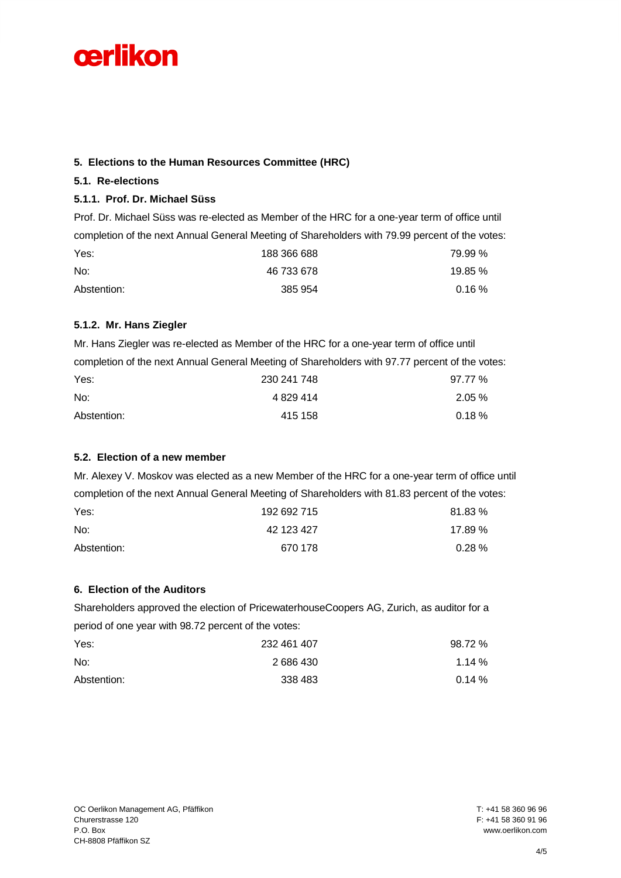## 5. Elections to the Human Resources Committee (HRC)

### 5.1. Re-elections

#### 5.1.1. Prof. Dr. Michael Süss

Prof. Dr. Michael Süss was re-elected as Member of the HRC for a one-year term of office until completion of the next Annual General Meeting of Shareholders with 79.99 percent of the votes:

| | | |
|---|---|---|
| Yes: | 188 366 688 | 79.99 % |
| No: | 46 733 678 | 19.85 % |
| Abstention: | 385 954 | 0.16 % |

#### 5.1.2. Mr. Hans Ziegler

Mr. Hans Ziegler was re-elected as Member of the HRC for a one-year term of office until completion of the next Annual General Meeting of Shareholders with 97.77 percent of the votes:

| | | |
|---|---|---|
| Yes: | 230 241 748 | 97.77 % |
| No: | 4 829 414 | 2.05 % |
| Abstention: | 415 158 | 0.18 % |

### 5.2. Election of a new member

Mr. Alexey V. Moskov was elected as a new Member of the HRC for a one-year term of office until completion of the next Annual General Meeting of Shareholders with 81.83 percent of the votes:

| | | |
|---|---|---|
| Yes: | 192 692 715 | 81.83 % |
| No: | 42 123 427 | 17.89 % |
| Abstention: | 670 178 | 0.28 % |

## 6. Election of the Auditors

Shareholders approved the election of PricewaterhouseCoopers AG, Zurich, as auditor for a period of one year with 98.72 percent of the votes:

| | | |
|---|---|---|
| Yes: | 232 461 407 | 98.72 % |
| No: | 2 686 430 | 1.14 % |
| Abstention: | 338 483 | 0.14 % |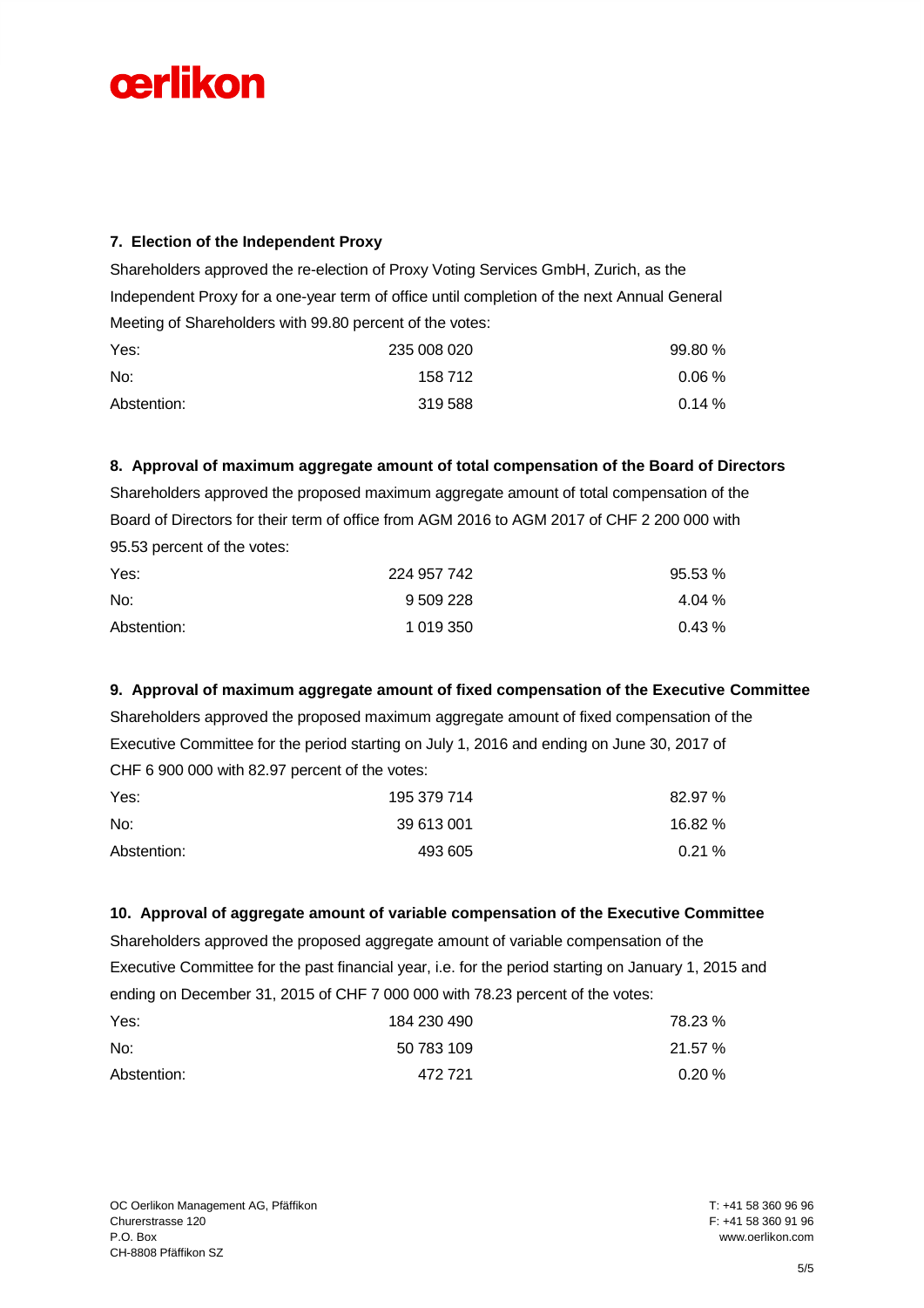**7. Election of the Independent Proxy**

Shareholders approved the re-election of Proxy Voting Services GmbH, Zurich, as the Independent Proxy for a one-year term of office until completion of the next Annual General Meeting of Shareholders with 99.80 percent of the votes:

| | | |
|---|---|---|
| Yes: | 235 008 020 | 99.80 % |
| No: | 158 712 | 0.06 % |
| Abstention: | 319 588 | 0.14 % |

**8. Approval of maximum aggregate amount of total compensation of the Board of Directors**

Shareholders approved the proposed maximum aggregate amount of total compensation of the Board of Directors for their term of office from AGM 2016 to AGM 2017 of CHF 2 200 000 with 95.53 percent of the votes:

| | | |
|---|---|---|
| Yes: | 224 957 742 | 95.53 % |
| No: | 9 509 228 | 4.04 % |
| Abstention: | 1 019 350 | 0.43 % |

**9. Approval of maximum aggregate amount of fixed compensation of the Executive Committee**

Shareholders approved the proposed maximum aggregate amount of fixed compensation of the Executive Committee for the period starting on July 1, 2016 and ending on June 30, 2017 of CHF 6 900 000 with 82.97 percent of the votes:

| | | |
|---|---|---|
| Yes: | 195 379 714 | 82.97 % |
| No: | 39 613 001 | 16.82 % |
| Abstention: | 493 605 | 0.21 % |

**10. Approval of aggregate amount of variable compensation of the Executive Committee**

Shareholders approved the proposed aggregate amount of variable compensation of the Executive Committee for the past financial year, i.e. for the period starting on January 1, 2015 and ending on December 31, 2015 of CHF 7 000 000 with 78.23 percent of the votes:

| | | |
|---|---|---|
| Yes: | 184 230 490 | 78.23 % |
| No: | 50 783 109 | 21.57 % |
| Abstention: | 472 721 | 0.20 % |